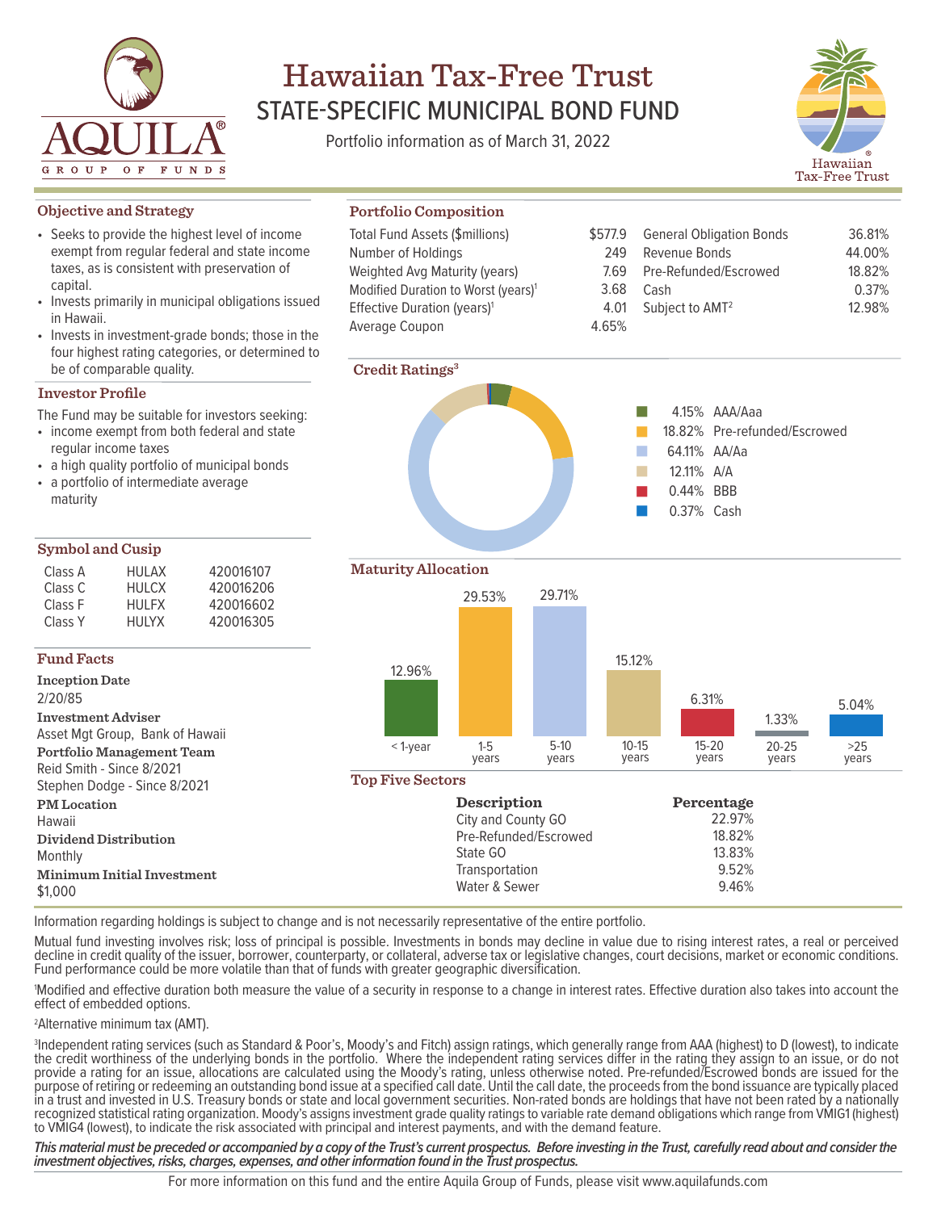# Hawaiian Tax-Free Trust

## STATE-SPECIFIC MUNICIPAL BOND FUND

Portfolio information as of March 31, 2022

### Objective and Strategy

- Seeks to provide the highest level of income exempt from regular federal and state income taxes, as is consistent with preservation of capital.
- Invests primarily in municipal obligations issued in Hawaii.
- Invests in investment-grade bonds; those in the four highest rating categories, or determined to be of comparable quality.

### Investor Profile

The Fund may be suitable for investors seeking:

- income exempt from both federal and state regular income taxes
- a high quality portfolio of municipal bonds
- a portfolio of intermediate average maturity

### Symbol and Cusip

| | | |
|---|---|---|
| Class A | HULAX | 420016107 |
| Class C | HULCX | 420016206 |
| Class F | HULFX | 420016602 |
| Class Y | HULYX | 420016305 |

### Fund Facts

**Inception Date**
2/20/85

**Investment Adviser**
Asset Mgt Group, Bank of Hawaii

**Portfolio Management Team**
Reid Smith - Since 8/2021
Stephen Dodge - Since 8/2021

**PM Location**
Hawaii

**Dividend Distribution**
Monthly

**Minimum Initial Investment**
$1,000

### Portfolio Composition

| | | | |
|---|---|---|---|
| Total Fund Assets ($millions) | $577.9 | General Obligation Bonds | 36.81% |
| Number of Holdings | 249 | Revenue Bonds | 44.00% |
| Weighted Avg Maturity (years) | 7.69 | Pre-Refunded/Escrowed | 18.82% |
| Modified Duration to Worst (years)[1] | 3.68 | Cash | 0.37% |
| Effective Duration (years)[1] | 4.01 | Subject to AMT[2] | 12.98% |
| Average Coupon | 4.65% | | |

### Credit Ratings[3]

| Percentage | Rating |
|---|---|
| 4.15% | AAA/Aaa |
| 18.82% | Pre-refunded/Escrowed |
| 64.11% | AA/Aa |
| 12.11% | A/A |
| 0.44% | BBB |
| 0.37% | Cash |

### Maturity Allocation

| < 1-year | 1-5 years | 5-10 years | 10-15 years | 15-20 years | 20-25 years | >25 years |
|---|---|---|---|---|---|---|
| 12.96% | 29.53% | 29.71% | 15.12% | 6.31% | 1.33% | 5.04% |

### Top Five Sectors

| Description | Percentage |
|---|---|
| City and County GO | 22.97% |
| Pre-Refunded/Escrowed | 18.82% |
| State GO | 13.83% |
| Transportation | 9.52% |
| Water & Sewer | 9.46% |

Information regarding holdings is subject to change and is not necessarily representative of the entire portfolio.

Mutual fund investing involves risk; loss of principal is possible. Investments in bonds may decline in value due to rising interest rates, a real or perceived decline in credit quality of the issuer, borrower, counterparty, or collateral, adverse tax or legislative changes, court decisions, market or economic conditions. Fund performance could be more volatile than that of funds with greater geographic diversification.

[1]Modified and effective duration both measure the value of a security in response to a change in interest rates. Effective duration also takes into account the effect of embedded options.

[2]Alternative minimum tax (AMT).

[3]Independent rating services (such as Standard & Poor's, Moody's and Fitch) assign ratings, which generally range from AAA (highest) to D (lowest), to indicate the credit worthiness of the underlying bonds in the portfolio. Where the independent rating services differ in the rating they assign to an issue, or do not provide a rating for an issue, allocations are calculated using the Moody's rating, unless otherwise noted. Pre-refunded/Escrowed bonds are issued for the purpose of retiring or redeeming an outstanding bond issue at a specified call date. Until the call date, the proceeds from the bond issuance are typically placed in a trust and invested in U.S. Treasury bonds or state and local government securities. Non-rated bonds are holdings that have not been rated by a nationally recognized statistical rating organization. Moody's assigns investment grade quality ratings to variable rate demand obligations which range from VMIG1 (highest) to VMIG4 (lowest), to indicate the risk associated with principal and interest payments, and with the demand feature.

***This material must be preceded or accompanied by a copy of the Trust's current prospectus. Before investing in the Trust, carefully read about and consider the investment objectives, risks, charges, expenses, and other information found in the Trust prospectus.***

For more information on this fund and the entire Aquila Group of Funds, please visit www.aquilafunds.com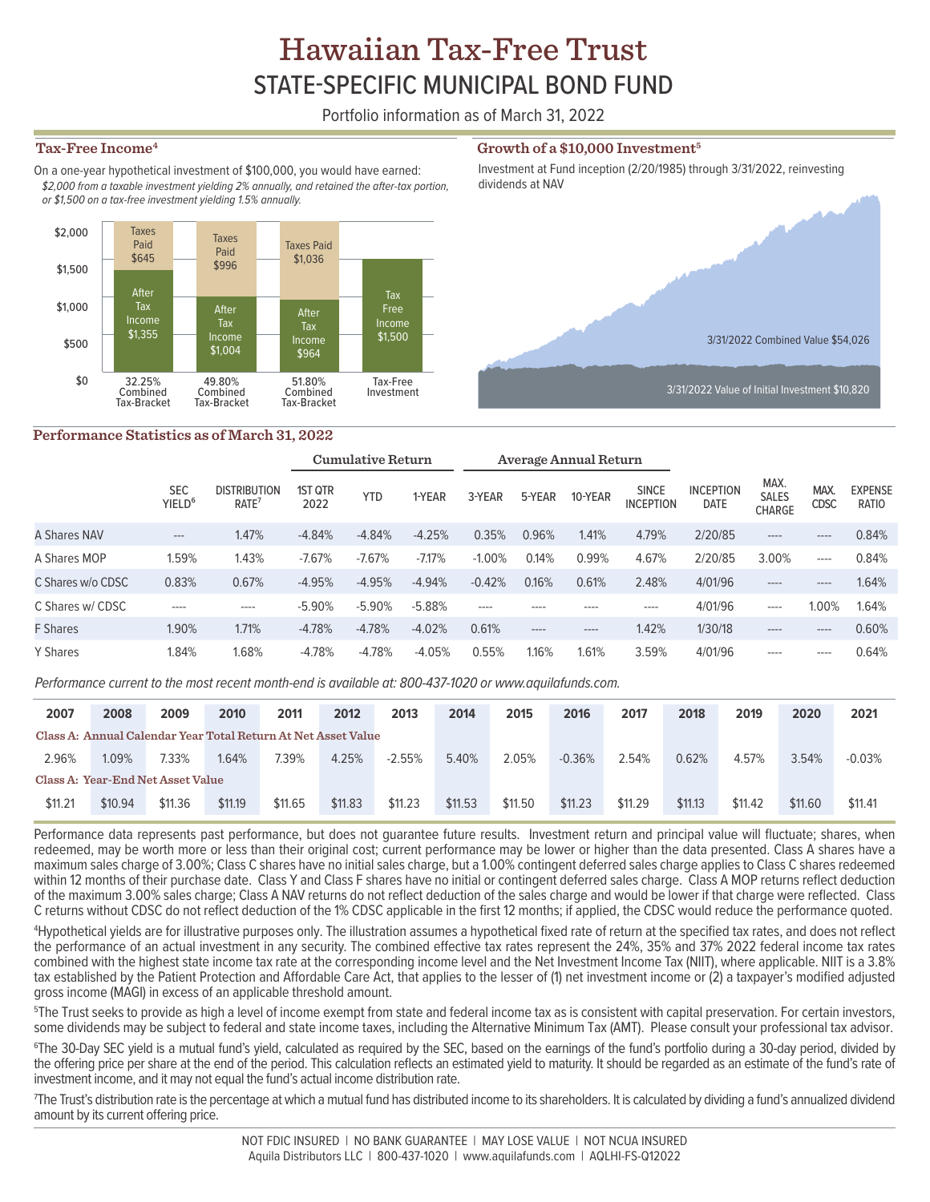# Hawaiian Tax-Free Trust

## STATE-SPECIFIC MUNICIPAL BOND FUND

Portfolio information as of March 31, 2022

### Tax-Free Income[4]

On a one-year hypothetical investment of $100,000, you would have earned:
*$2,000 from a taxable investment yielding 2% annually, and retained the after-tax portion, or $1,500 on a tax-free investment yielding 1.5% annually.*

$2,000
$1,500
$1,000
$500
$0

Taxes Paid $645
After Tax Income $1,355
32.25% Combined Tax-Bracket

Taxes Paid $996
After Tax Income $1,004
49.80% Combined Tax-Bracket

Taxes Paid $1,036
After Tax Income $964
51.80% Combined Tax-Bracket

Tax Free Income $1,500
Tax-Free Investment

### Growth of a $10,000 Investment[5]

Investment at Fund inception (2/20/1985) through 3/31/2022, reinvesting dividends at NAV

3/31/2022 Combined Value $54,026
3/31/2022 Value of Initial Investment $10,820

### Performance Statistics as of March 31, 2022

| | | | Cumulative Return | | | Average Annual Return | | | | | | | |
|---|---|---|---|---|---|---|---|---|---|---|---|---|---|
| | SEC YIELD[6] | DISTRIBUTION RATE[7] | 1ST QTR 2022 | YTD | 1-YEAR | 3-YEAR | 5-YEAR | 10-YEAR | SINCE INCEPTION | INCEPTION DATE | MAX. SALES CHARGE | MAX. CDSC | EXPENSE RATIO |
| A Shares NAV | --- | 1.47% | -4.84% | -4.84% | -4.25% | 0.35% | 0.96% | 1.41% | 4.79% | 2/20/85 | ---- | ---- | 0.84% |
| A Shares MOP | 1.59% | 1.43% | -7.67% | -7.67% | -7.17% | -1.00% | 0.14% | 0.99% | 4.67% | 2/20/85 | 3.00% | ---- | 0.84% |
| C Shares w/o CDSC | 0.83% | 0.67% | -4.95% | -4.95% | -4.94% | -0.42% | 0.16% | 0.61% | 2.48% | 4/01/96 | ---- | ---- | 1.64% |
| C Shares w/ CDSC | ---- | ---- | -5.90% | -5.90% | -5.88% | ---- | ---- | ---- | ---- | 4/01/96 | ---- | 1.00% | 1.64% |
| F Shares | 1.90% | 1.71% | -4.78% | -4.78% | -4.02% | 0.61% | ---- | ---- | 1.42% | 1/30/18 | ---- | ---- | 0.60% |
| Y Shares | 1.84% | 1.68% | -4.78% | -4.78% | -4.05% | 0.55% | 1.16% | 1.61% | 3.59% | 4/01/96 | ---- | ---- | 0.64% |

*Performance current to the most recent month-end is available at: 800-437-1020 or www.aquilafunds.com.*

| 2007 | 2008 | 2009 | 2010 | 2011 | 2012 | 2013 | 2014 | 2015 | 2016 | 2017 | 2018 | 2019 | 2020 | 2021 |
|---|---|---|---|---|---|---|---|---|---|---|---|---|---|---|
| **Class A: Annual Calendar Year Total Return At Net Asset Value** | | | | | | | | | | | | | | |
| 2.96% | 1.09% | 7.33% | 1.64% | 7.39% | 4.25% | -2.55% | 5.40% | 2.05% | -0.36% | 2.54% | 0.62% | 4.57% | 3.54% | -0.03% |
| **Class A: Year-End Net Asset Value** | | | | | | | | | | | | | | |
| $11.21 | $10.94 | $11.36 | $11.19 | $11.65 | $11.83 | $11.23 | $11.53 | $11.50 | $11.23 | $11.29 | $11.13 | $11.42 | $11.60 | $11.41 |

Performance data represents past performance, but does not guarantee future results. Investment return and principal value will fluctuate; shares, when redeemed, may be worth more or less than their original cost; current performance may be lower or higher than the data presented. Class A shares have a maximum sales charge of 3.00%; Class C shares have no initial sales charge, but a 1.00% contingent deferred sales charge applies to Class C shares redeemed within 12 months of their purchase date. Class Y and Class F shares have no initial or contingent deferred sales charge. Class A MOP returns reflect deduction of the maximum 3.00% sales charge; Class A NAV returns do not reflect deduction of the sales charge and would be lower if that charge were reflected. Class C returns without CDSC do not reflect deduction of the 1% CDSC applicable in the first 12 months; if applied, the CDSC would reduce the performance quoted.

[4]Hypothetical yields are for illustrative purposes only. The illustration assumes a hypothetical fixed rate of return at the specified tax rates, and does not reflect the performance of an actual investment in any security. The combined effective tax rates represent the 24%, 35% and 37% 2022 federal income tax rates combined with the highest state income tax rate at the corresponding income level and the Net Investment Income Tax (NIIT), where applicable. NIIT is a 3.8% tax established by the Patient Protection and Affordable Care Act, that applies to the lesser of (1) net investment income or (2) a taxpayer's modified adjusted gross income (MAGI) in excess of an applicable threshold amount.

[5]The Trust seeks to provide as high a level of income exempt from state and federal income tax as is consistent with capital preservation. For certain investors, some dividends may be subject to federal and state income taxes, including the Alternative Minimum Tax (AMT). Please consult your professional tax advisor.

[6]The 30-Day SEC yield is a mutual fund's yield, calculated as required by the SEC, based on the earnings of the fund's portfolio during a 30-day period, divided by the offering price per share at the end of the period. This calculation reflects an estimated yield to maturity. It should be regarded as an estimate of the fund's rate of investment income, and it may not equal the fund's actual income distribution rate.

[7]The Trust's distribution rate is the percentage at which a mutual fund has distributed income to its shareholders. It is calculated by dividing a fund's annualized dividend amount by its current offering price.

NOT FDIC INSURED | NO BANK GUARANTEE | MAY LOSE VALUE | NOT NCUA INSURED
Aquila Distributors LLC | 800-437-1020 | www.aquilafunds.com | AQLHI-FS-Q12022